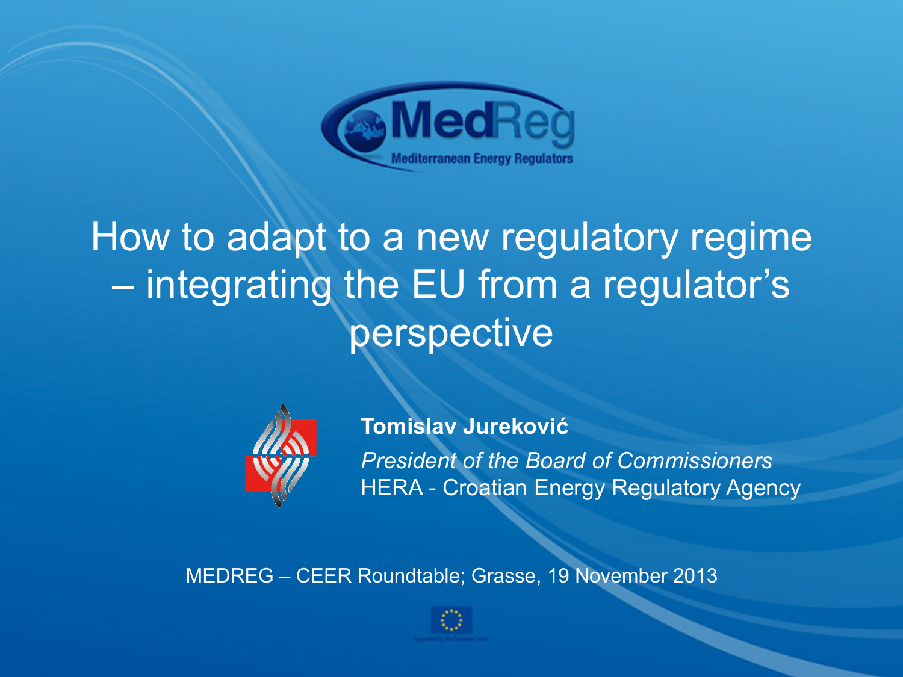MedReg

Mediterranean Energy Regulators

# How to adapt to a new regulatory regime – integrating the EU from a regulator's perspective

**Tomislav Jureković**

*President of the Board of Commissioners*

HERA - Croatian Energy Regulatory Agency

MEDREG – CEER Roundtable; Grasse, 19 November 2013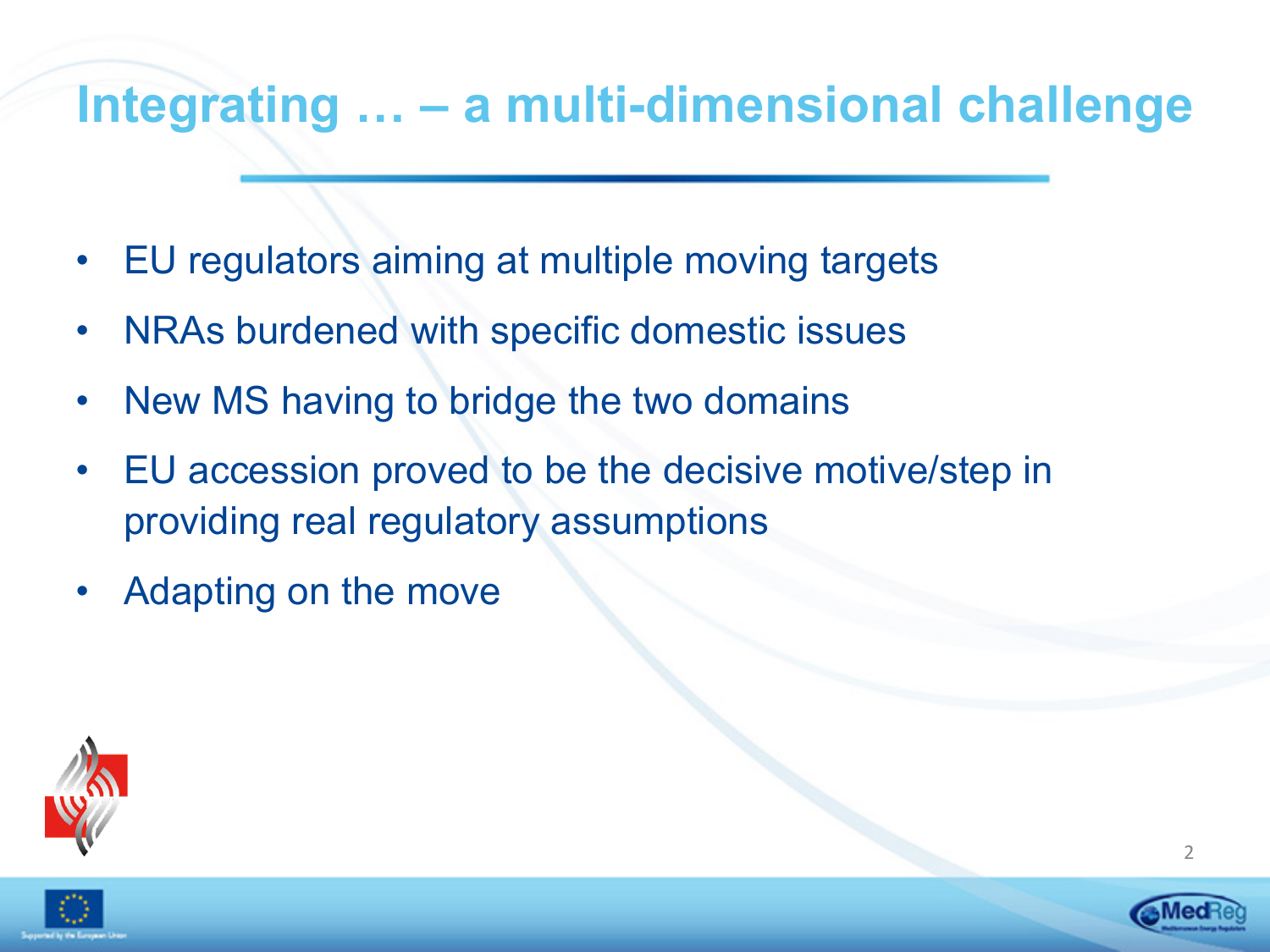# Integrating … – a multi-dimensional challenge

- EU regulators aiming at multiple moving targets
- NRAs burdened with specific domestic issues
- New MS having to bridge the two domains
- EU accession proved to be the decisive motive/step in providing real regulatory assumptions
- Adapting on the move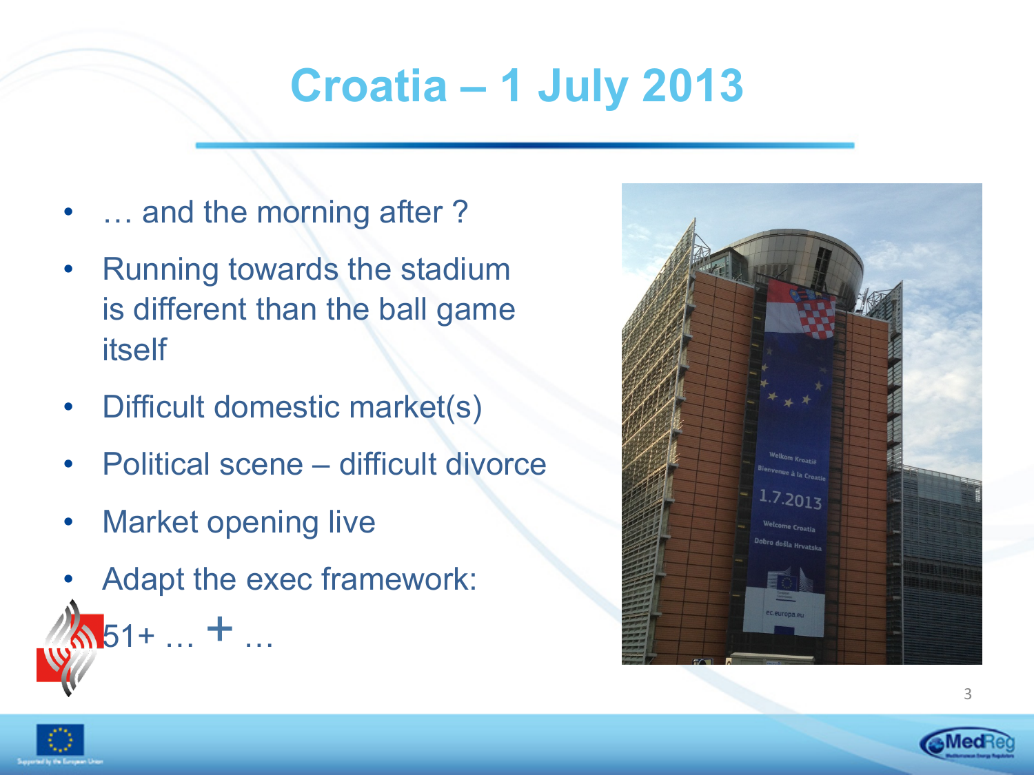# Croatia – 1 July 2013

- … and the morning after ?
- Running towards the stadium is different than the ball game itself
- Difficult domestic market(s)
- Political scene – difficult divorce
- Market opening live
- Adapt the exec framework:

51+ … + …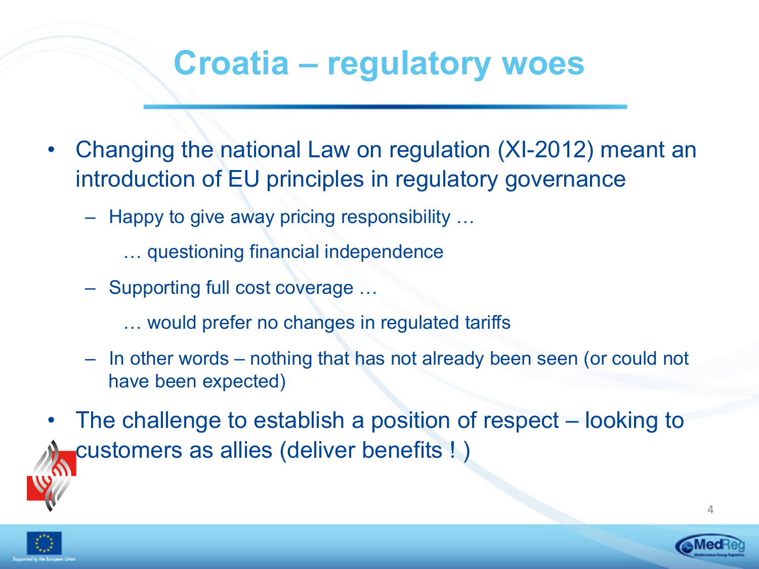# Croatia – regulatory woes

- Changing the national Law on regulation (XI-2012) meant an introduction of EU principles in regulatory governance
  - Happy to give away pricing responsibility …

    … questioning financial independence
  - Supporting full cost coverage …

    … would prefer no changes in regulated tariffs
  - In other words – nothing that has not already been seen (or could not have been expected)
- The challenge to establish a position of respect – looking to customers as allies (deliver benefits ! )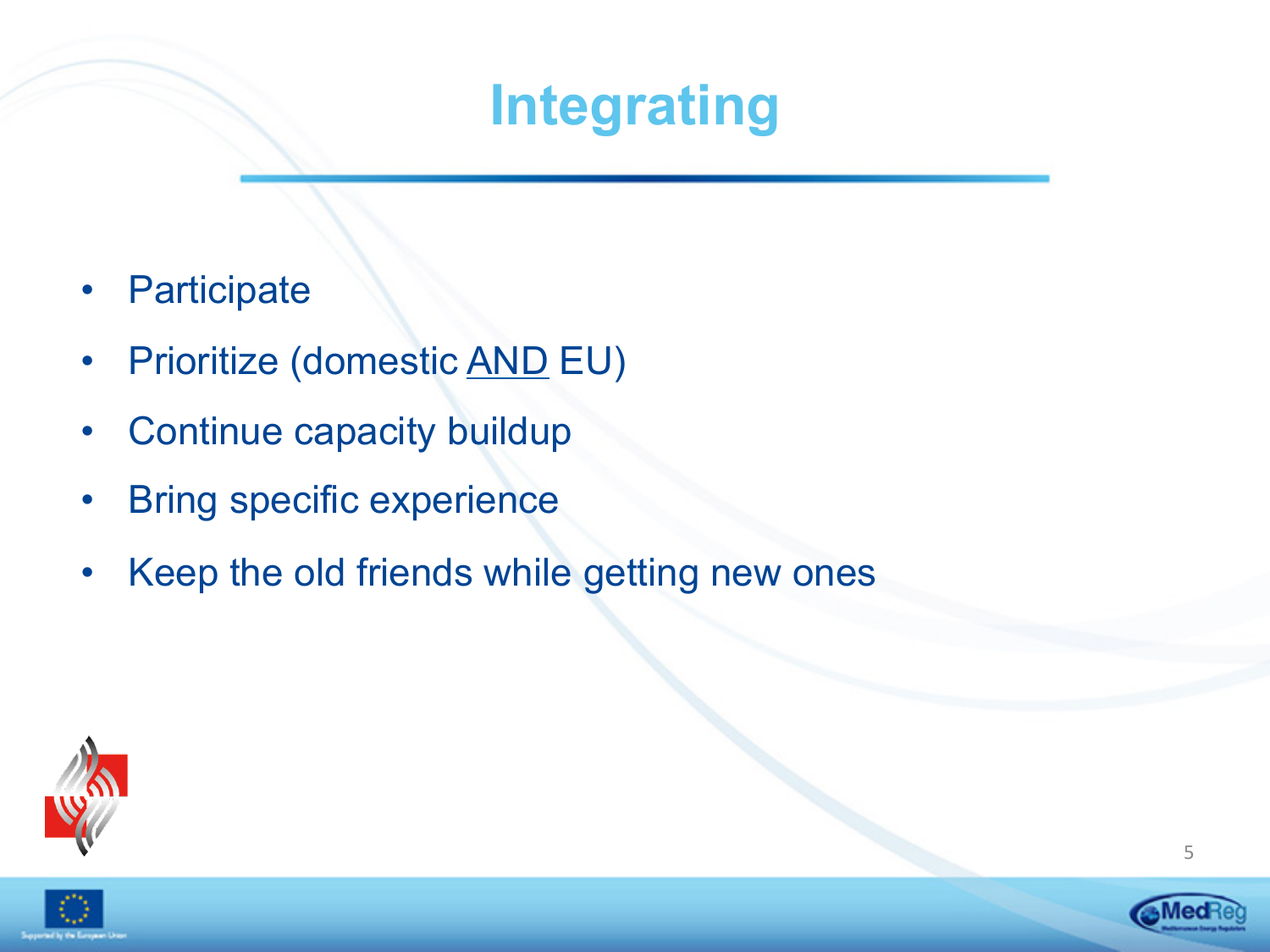# Integrating

- Participate
- Prioritize (domestic <u>AND</u> EU)
- Continue capacity buildup
- Bring specific experience
- Keep the old friends while getting new ones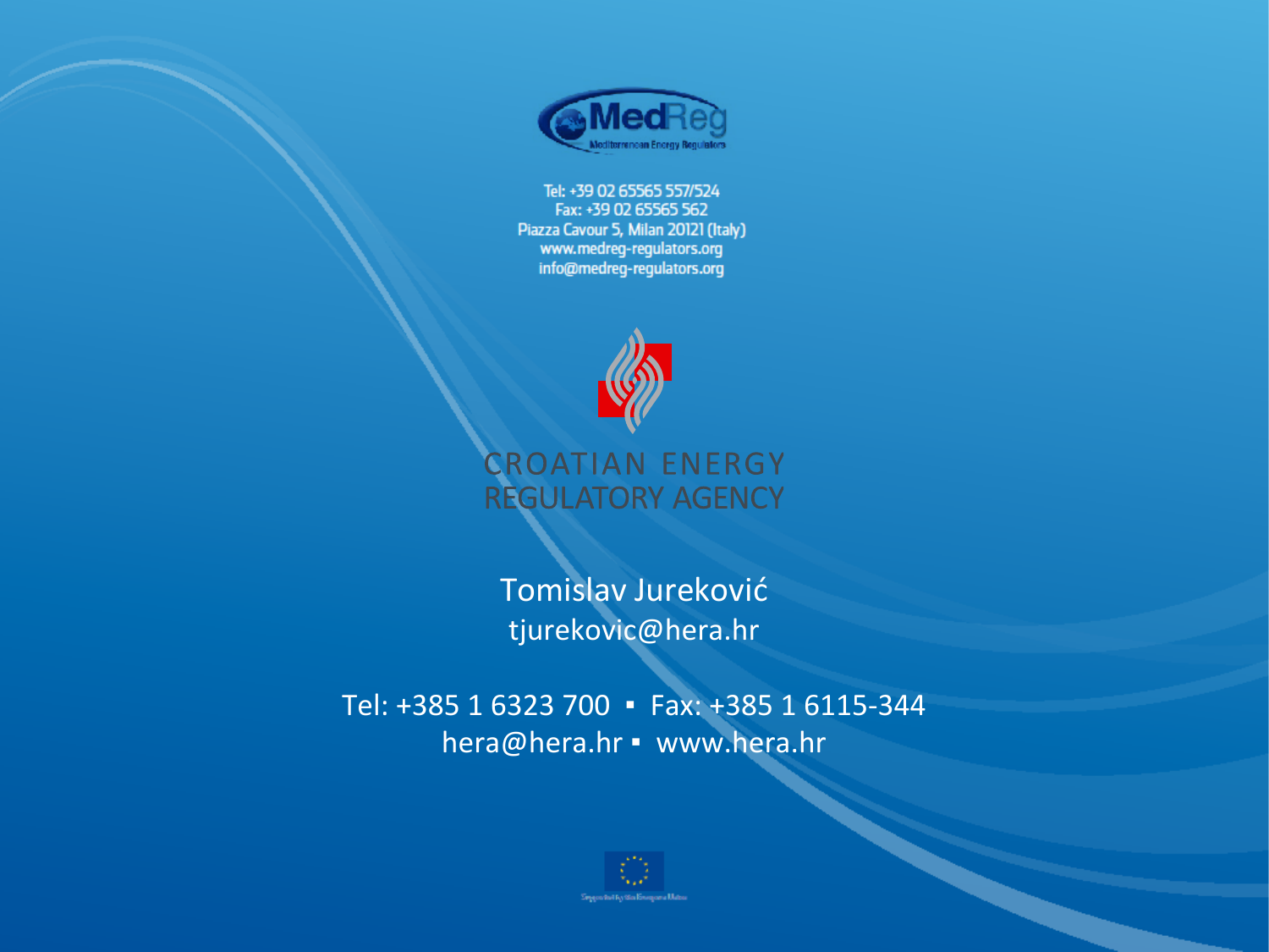MedReg
Mediterranean Energy Regulators

Tel: +39 02 65565 557/524
Fax: +39 02 65565 562
Piazza Cavour 5, Milan 20121 (Italy)
www.medreg-regulators.org
info@medreg-regulators.org

CROATIAN ENERGY
REGULATORY AGENCY

Tomislav Jureković
tjurekovic@hera.hr

Tel: +385 1 6323 700 ▪ Fax: +385 1 6115-344
hera@hera.hr ▪ www.hera.hr